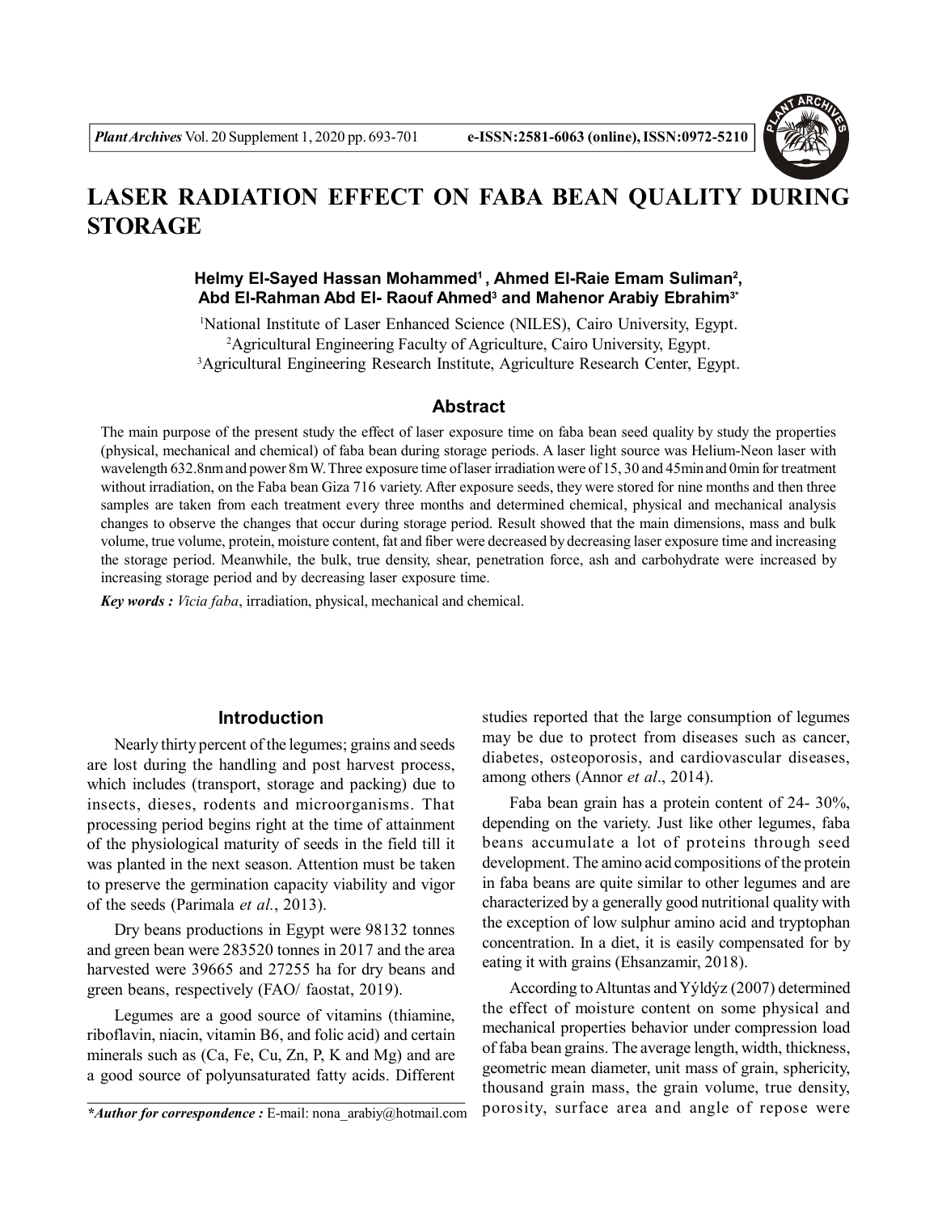# LASER RADIATION EFFECT ON FABA BEAN QUALITY DURING STORAGE

**Helmy El-Sayed Hassan Mohammed[1], Ahmed El-Raie Emam Suliman[2], Abd El-Rahman Abd El- Raouf Ahmed[3] and Mahenor Arabiy Ebrahim[3*]**

[1]National Institute of Laser Enhanced Science (NILES), Cairo University, Egypt.
[2]Agricultural Engineering Faculty of Agriculture, Cairo University, Egypt.
[3]Agricultural Engineering Research Institute, Agriculture Research Center, Egypt.

## Abstract

The main purpose of the present study the effect of laser exposure time on faba bean seed quality by study the properties (physical, mechanical and chemical) of faba bean during storage periods. A laser light source was Helium-Neon laser with wavelength 632.8nm and power 8m W. Three exposure time of laser irradiation were of 15, 30 and 45min and 0min for treatment without irradiation, on the Faba bean Giza 716 variety. After exposure seeds, they were stored for nine months and then three samples are taken from each treatment every three months and determined chemical, physical and mechanical analysis changes to observe the changes that occur during storage period. Result showed that the main dimensions, mass and bulk volume, true volume, protein, moisture content, fat and fiber were decreased by decreasing laser exposure time and increasing the storage period. Meanwhile, the bulk, true density, shear, penetration force, ash and carbohydrate were increased by increasing storage period and by decreasing laser exposure time.

***Key words :*** *Vicia faba*, irradiation, physical, mechanical and chemical.

## Introduction

Nearly thirty percent of the legumes; grains and seeds are lost during the handling and post harvest process, which includes (transport, storage and packing) due to insects, dieses, rodents and microorganisms. That processing period begins right at the time of attainment of the physiological maturity of seeds in the field till it was planted in the next season. Attention must be taken to preserve the germination capacity viability and vigor of the seeds (Parimala *et al.*, 2013).

Dry beans productions in Egypt were 98132 tonnes and green bean were 283520 tonnes in 2017 and the area harvested were 39665 and 27255 ha for dry beans and green beans, respectively (FAO/ faostat, 2019).

Legumes are a good source of vitamins (thiamine, riboflavin, niacin, vitamin B6, and folic acid) and certain minerals such as (Ca, Fe, Cu, Zn, P, K and Mg) and are a good source of polyunsaturated fatty acids. Different studies reported that the large consumption of legumes may be due to protect from diseases such as cancer, diabetes, osteoporosis, and cardiovascular diseases, among others (Annor *et al*., 2014).

Faba bean grain has a protein content of 24- 30%, depending on the variety. Just like other legumes, faba beans accumulate a lot of proteins through seed development. The amino acid compositions of the protein in faba beans are quite similar to other legumes and are characterized by a generally good nutritional quality with the exception of low sulphur amino acid and tryptophan concentration. In a diet, it is easily compensated for by eating it with grains (Ehsanzamir, 2018).

According to Altuntas and Yýldýz (2007) determined the effect of moisture content on some physical and mechanical properties behavior under compression load of faba bean grains. The average length, width, thickness, geometric mean diameter, unit mass of grain, sphericity, thousand grain mass, the grain volume, true density, porosity, surface area and angle of repose were

***\*Author for correspondence :*** E-mail: nona_arabiy@hotmail.com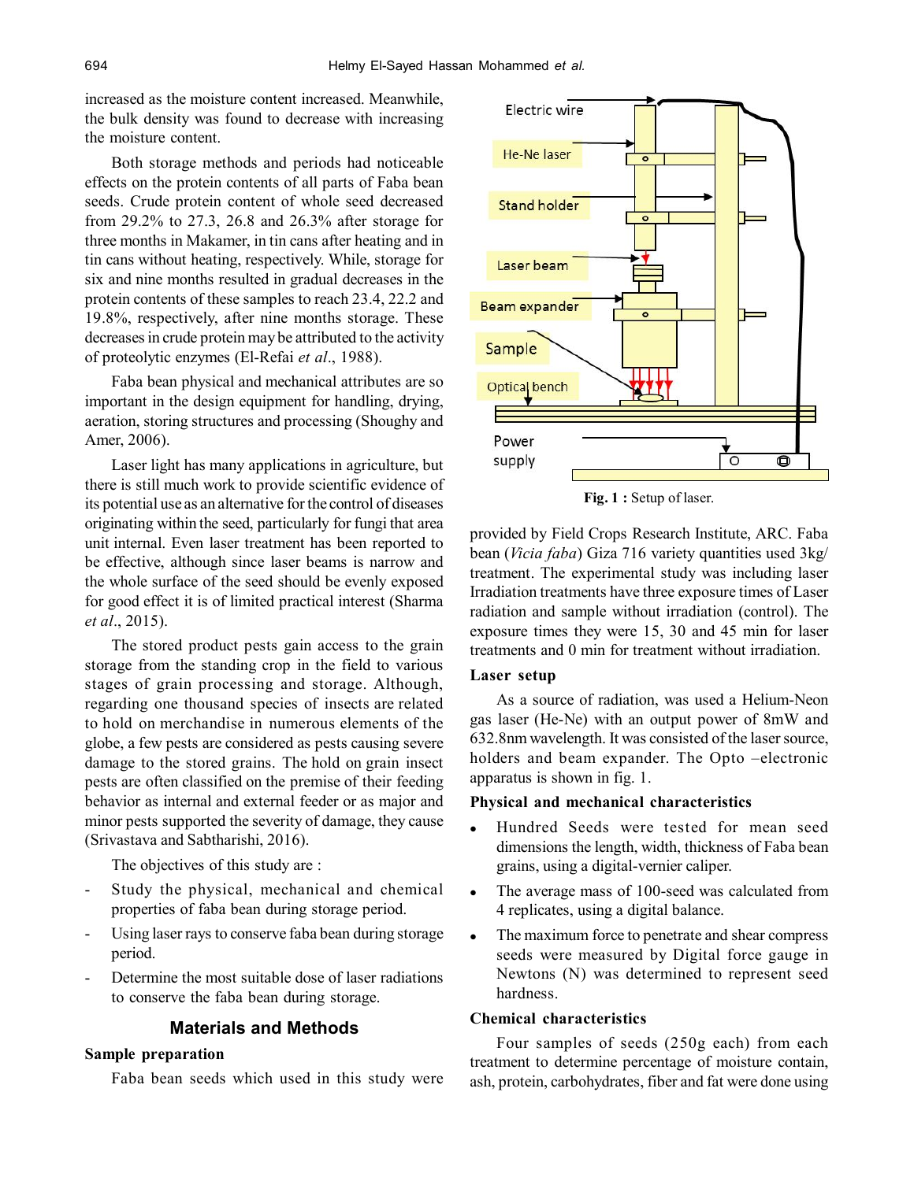increased as the moisture content increased. Meanwhile, the bulk density was found to decrease with increasing the moisture content.

Both storage methods and periods had noticeable effects on the protein contents of all parts of Faba bean seeds. Crude protein content of whole seed decreased from 29.2% to 27.3, 26.8 and 26.3% after storage for three months in Makamer, in tin cans after heating and in tin cans without heating, respectively. While, storage for six and nine months resulted in gradual decreases in the protein contents of these samples to reach 23.4, 22.2 and 19.8%, respectively, after nine months storage. These decreases in crude protein may be attributed to the activity of proteolytic enzymes (El-Refai *et al*., 1988).

Faba bean physical and mechanical attributes are so important in the design equipment for handling, drying, aeration, storing structures and processing (Shoughy and Amer, 2006).

Laser light has many applications in agriculture, but there is still much work to provide scientific evidence of its potential use as an alternative for the control of diseases originating within the seed, particularly for fungi that area unit internal. Even laser treatment has been reported to be effective, although since laser beams is narrow and the whole surface of the seed should be evenly exposed for good effect it is of limited practical interest (Sharma *et al*., 2015).

The stored product pests gain access to the grain storage from the standing crop in the field to various stages of grain processing and storage. Although, regarding one thousand species of insects are related to hold on merchandise in numerous elements of the globe, a few pests are considered as pests causing severe damage to the stored grains. The hold on grain insect pests are often classified on the premise of their feeding behavior as internal and external feeder or as major and minor pests supported the severity of damage, they cause (Srivastava and Sabtharishi, 2016).

The objectives of this study are :

- Study the physical, mechanical and chemical properties of faba bean during storage period.
- Using laser rays to conserve faba bean during storage period.
- Determine the most suitable dose of laser radiations to conserve the faba bean during storage.

## Materials and Methods

### Sample preparation

Faba bean seeds which used in this study were provided by Field Crops Research Institute, ARC. Faba bean (*Vicia faba*) Giza 716 variety quantities used 3kg/ treatment. The experimental study was including laser Irradiation treatments have three exposure times of Laser radiation and sample without irradiation (control). The exposure times they were 15, 30 and 45 min for laser treatments and 0 min for treatment without irradiation.

Electric wire

He-Ne laser

Stand holder

Laser beam

Beam expander

Sample

Optical bench

Power supply

**Fig. 1 :** Setup of laser.

### Laser setup

As a source of radiation, was used a Helium-Neon gas laser (He-Ne) with an output power of 8mW and 632.8nm wavelength. It was consisted of the laser source, holders and beam expander. The Opto –electronic apparatus is shown in fig. 1.

### Physical and mechanical characteristics

- Hundred Seeds were tested for mean seed dimensions the length, width, thickness of Faba bean grains, using a digital-vernier caliper.
- The average mass of 100-seed was calculated from 4 replicates, using a digital balance.
- The maximum force to penetrate and shear compress seeds were measured by Digital force gauge in Newtons (N) was determined to represent seed hardness.

### Chemical characteristics

Four samples of seeds (250g each) from each treatment to determine percentage of moisture contain, ash, protein, carbohydrates, fiber and fat were done using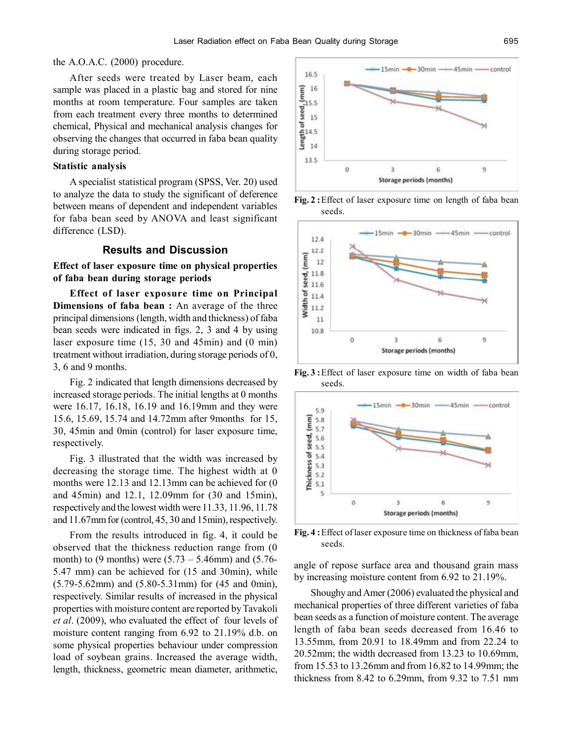the A.O.A.C. (2000) procedure.

After seeds were treated by Laser beam, each sample was placed in a plastic bag and stored for nine months at room temperature. Four samples are taken from each treatment every three months to determined chemical, Physical and mechanical analysis changes for observing the changes that occurred in faba bean quality during storage period.

**Statistic analysis**

A specialist statistical program (SPSS, Ver. 20) used to analyze the data to study the significant of deference between means of dependent and independent variables for faba bean seed by ANOVA and least significant difference (LSD).

## Results and Discussion

**Effect of laser exposure time on physical properties of faba bean during storage periods**

**Effect of laser exposure time on Principal Dimensions of faba bean :** An average of the three principal dimensions (length, width and thickness) of faba bean seeds were indicated in figs. 2, 3 and 4 by using laser exposure time (15, 30 and 45min) and (0 min) treatment without irradiation, during storage periods of 0, 3, 6 and 9 months.

Fig. 2 indicated that length dimensions decreased by increased storage periods. The initial lengths at 0 months were 16.17, 16.18, 16.19 and 16.19mm and they were 15.6, 15.69, 15.74 and 14.72mm after 9months for 15, 30, 45min and 0min (control) for laser exposure time, respectively.

Fig. 3 illustrated that the width was increased by decreasing the storage time. The highest width at 0 months were 12.13 and 12.13mm can be achieved for (0 and 45min) and 12.1, 12.09mm for (30 and 15min), respectively and the lowest width were 11.33, 11.96, 11.78 and 11.67mm for (control, 45, 30 and 15min), respectively.

From the results introduced in fig. 4, it could be observed that the thickness reduction range from (0 month) to (9 months) were (5.73 – 5.46mm) and (5.76-5.47 mm) can be achieved for (15 and 30min), while (5.79-5.62mm) and (5.80-5.31mm) for (45 and 0min), respectively. Similar results of increased in the physical properties with moisture content are reported by Tavakoli *et al*. (2009), who evaluated the effect of four levels of moisture content ranging from 6.92 to 21.19% d.b. on some physical properties behaviour under compression load of soybean grains. Increased the average width, length, thickness, geometric mean diameter, arithmetic, angle of repose surface area and thousand grain mass by increasing moisture content from 6.92 to 21.19%.

Shoughy and Amer (2006) evaluated the physical and mechanical properties of three different varieties of faba bean seeds as a function of moisture content. The average length of faba bean seeds decreased from 16.46 to 13.55mm, from 20.91 to 18.49mm and from 22.24 to 20.52mm; the width decreased from 13.23 to 10.69mm, from 15.53 to 13.26mm and from 16.82 to 14.99mm; the thickness from 8.42 to 6.29mm, from 9.32 to 7.51 mm

**Fig. 2 :** Effect of laser exposure time on length of faba bean seeds.

**Fig. 3 :** Effect of laser exposure time on width of faba bean seeds.

**Fig. 4 :** Effect of laser exposure time on thickness of faba bean seeds.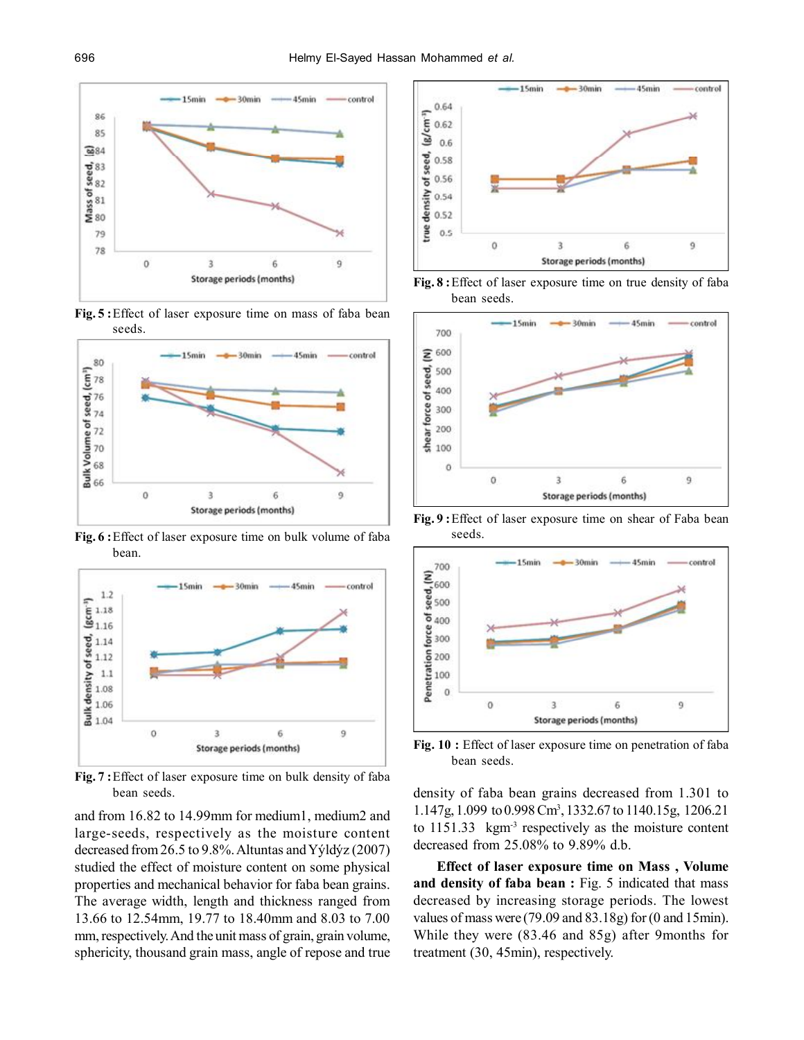Fig. 5 : Effect of laser exposure time on mass of faba bean seeds.

Fig. 6 : Effect of laser exposure time on bulk volume of faba bean.

Fig. 7 : Effect of laser exposure time on bulk density of faba bean seeds.

and from 16.82 to 14.99mm for medium1, medium2 and large-seeds, respectively as the moisture content decreased from 26.5 to 9.8%. Altuntas and Yýldýz (2007) studied the effect of moisture content on some physical properties and mechanical behavior for faba bean grains. The average width, length and thickness ranged from 13.66 to 12.54mm, 19.77 to 18.40mm and 8.03 to 7.00 mm, respectively. And the unit mass of grain, grain volume, sphericity, thousand grain mass, angle of repose and true

Fig. 8 : Effect of laser exposure time on true density of faba bean seeds.

Fig. 9 : Effect of laser exposure time on shear of Faba bean seeds.

Fig. 10 : Effect of laser exposure time on penetration of faba bean seeds.

density of faba bean grains decreased from 1.301 to 1.147g, 1.099 to 0.998 $Cm^3$, 1332.67 to 1140.15g, 1206.21 to 1151.33 $kgm^{-3}$ respectively as the moisture content decreased from 25.08% to 9.89% d.b.

**Effect of laser exposure time on Mass , Volume and density of faba bean :** Fig. 5 indicated that mass decreased by increasing storage periods. The lowest values of mass were (79.09 and 83.18g) for (0 and 15min). While they were (83.46 and 85g) after 9months for treatment (30, 45min), respectively.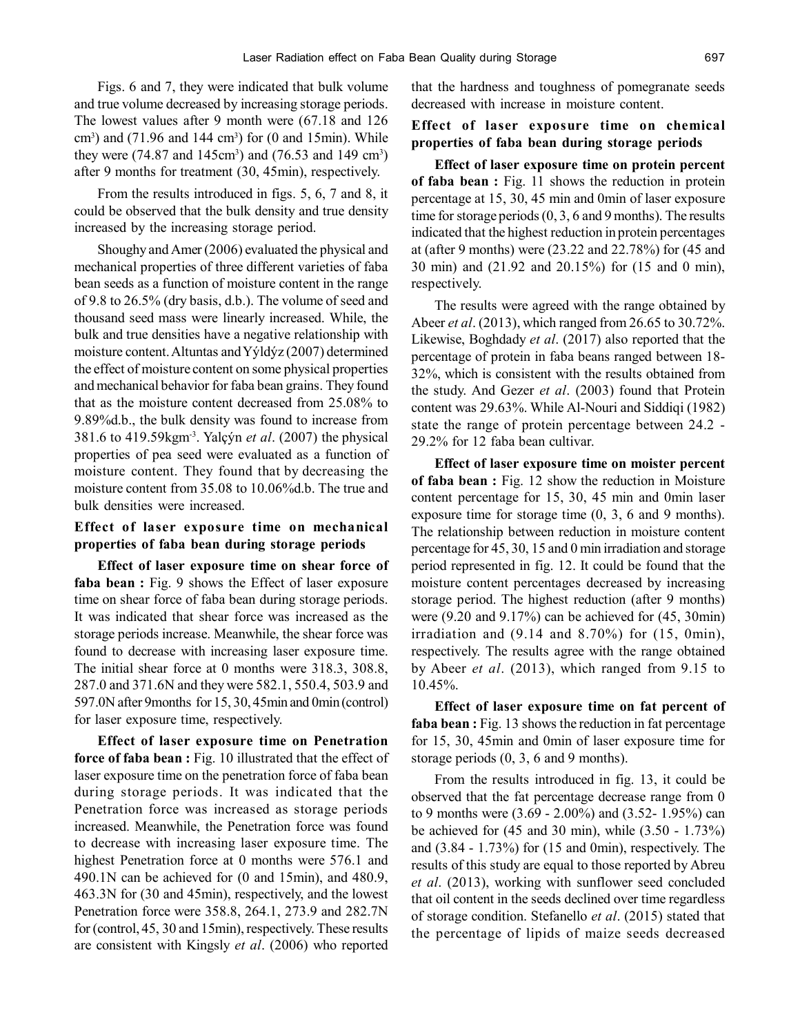Figs. 6 and 7, they were indicated that bulk volume and true volume decreased by increasing storage periods. The lowest values after 9 month were (67.18 and 126 $cm^3$) and (71.96 and 144 $cm^3$) for (0 and 15min). While they were (74.87 and 145$cm^3$) and (76.53 and 149 $cm^3$) after 9 months for treatment (30, 45min), respectively.

From the results introduced in figs. 5, 6, 7 and 8, it could be observed that the bulk density and true density increased by the increasing storage period.

Shoughy and Amer (2006) evaluated the physical and mechanical properties of three different varieties of faba bean seeds as a function of moisture content in the range of 9.8 to 26.5% (dry basis, d.b.). The volume of seed and thousand seed mass were linearly increased. While, the bulk and true densities have a negative relationship with moisture content. Altuntas and Yýldýz (2007) determined the effect of moisture content on some physical properties and mechanical behavior for faba bean grains. They found that as the moisture content decreased from 25.08% to 9.89%d.b., the bulk density was found to increase from 381.6 to 419.59kgm$^{-3}$. Yalçýn *et al*. (2007) the physical properties of pea seed were evaluated as a function of moisture content. They found that by decreasing the moisture content from 35.08 to 10.06%d.b. The true and bulk densities were increased.

### Effect of laser exposure time on mechanical properties of faba bean during storage periods

**Effect of laser exposure time on shear force of faba bean :** Fig. 9 shows the Effect of laser exposure time on shear force of faba bean during storage periods. It was indicated that shear force was increased as the storage periods increase. Meanwhile, the shear force was found to decrease with increasing laser exposure time. The initial shear force at 0 months were 318.3, 308.8, 287.0 and 371.6N and they were 582.1, 550.4, 503.9 and 597.0N after 9months for 15, 30, 45min and 0min (control) for laser exposure time, respectively.

**Effect of laser exposure time on Penetration force of faba bean :** Fig. 10 illustrated that the effect of laser exposure time on the penetration force of faba bean during storage periods. It was indicated that the Penetration force was increased as storage periods increased. Meanwhile, the Penetration force was found to decrease with increasing laser exposure time. The highest Penetration force at 0 months were 576.1 and 490.1N can be achieved for (0 and 15min), and 480.9, 463.3N for (30 and 45min), respectively, and the lowest Penetration force were 358.8, 264.1, 273.9 and 282.7N for (control, 45, 30 and 15min), respectively. These results are consistent with Kingsly *et al*. (2006) who reported that the hardness and toughness of pomegranate seeds decreased with increase in moisture content.

### Effect of laser exposure time on chemical properties of faba bean during storage periods

**Effect of laser exposure time on protein percent of faba bean :** Fig. 11 shows the reduction in protein percentage at 15, 30, 45 min and 0min of laser exposure time for storage periods (0, 3, 6 and 9 months). The results indicated that the highest reduction in protein percentages at (after 9 months) were (23.22 and 22.78%) for (45 and 30 min) and (21.92 and 20.15%) for (15 and 0 min), respectively.

The results were agreed with the range obtained by Abeer *et al*. (2013), which ranged from 26.65 to 30.72%. Likewise, Boghdady *et al*. (2017) also reported that the percentage of protein in faba beans ranged between 18-32%, which is consistent with the results obtained from the study. And Gezer *et al*. (2003) found that Protein content was 29.63%. While Al-Nouri and Siddiqi (1982) state the range of protein percentage between 24.2 - 29.2% for 12 faba bean cultivar.

**Effect of laser exposure time on moister percent of faba bean :** Fig. 12 show the reduction in Moisture content percentage for 15, 30, 45 min and 0min laser exposure time for storage time (0, 3, 6 and 9 months). The relationship between reduction in moisture content percentage for 45, 30, 15 and 0 min irradiation and storage period represented in fig. 12. It could be found that the moisture content percentages decreased by increasing storage period. The highest reduction (after 9 months) were (9.20 and 9.17%) can be achieved for (45, 30min) irradiation and (9.14 and 8.70%) for (15, 0min), respectively. The results agree with the range obtained by Abeer *et al*. (2013), which ranged from 9.15 to 10.45%.

**Effect of laser exposure time on fat percent of faba bean :** Fig. 13 shows the reduction in fat percentage for 15, 30, 45min and 0min of laser exposure time for storage periods (0, 3, 6 and 9 months).

From the results introduced in fig. 13, it could be observed that the fat percentage decrease range from 0 to 9 months were (3.69 - 2.00%) and (3.52- 1.95%) can be achieved for (45 and 30 min), while (3.50 - 1.73%) and (3.84 - 1.73%) for (15 and 0min), respectively. The results of this study are equal to those reported by Abreu *et al*. (2013), working with sunflower seed concluded that oil content in the seeds declined over time regardless of storage condition. Stefanello *et al*. (2015) stated that the percentage of lipids of maize seeds decreased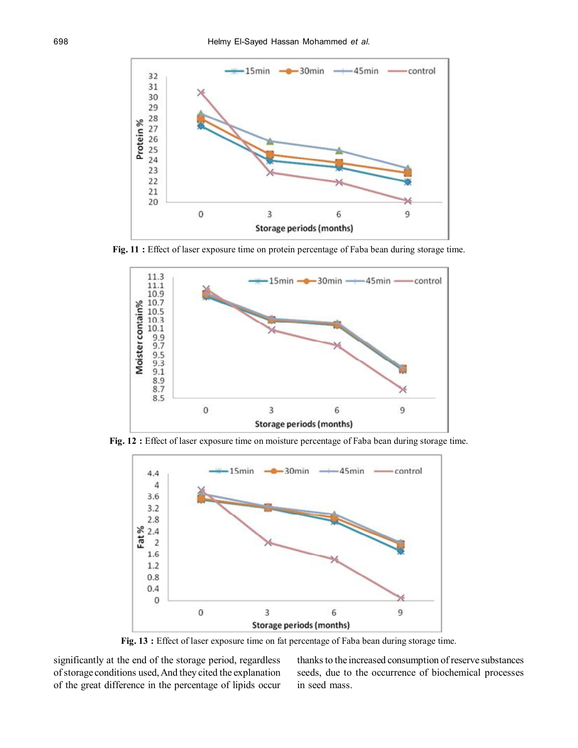Fig. 11 : Effect of laser exposure time on protein percentage of Faba bean during storage time.

Fig. 12 : Effect of laser exposure time on moisture percentage of Faba bean during storage time.

Fig. 13 : Effect of laser exposure time on fat percentage of Faba bean during storage time.

significantly at the end of the storage period, regardless of storage conditions used, And they cited the explanation of the great difference in the percentage of lipids occur thanks to the increased consumption of reserve substances seeds, due to the occurrence of biochemical processes in seed mass.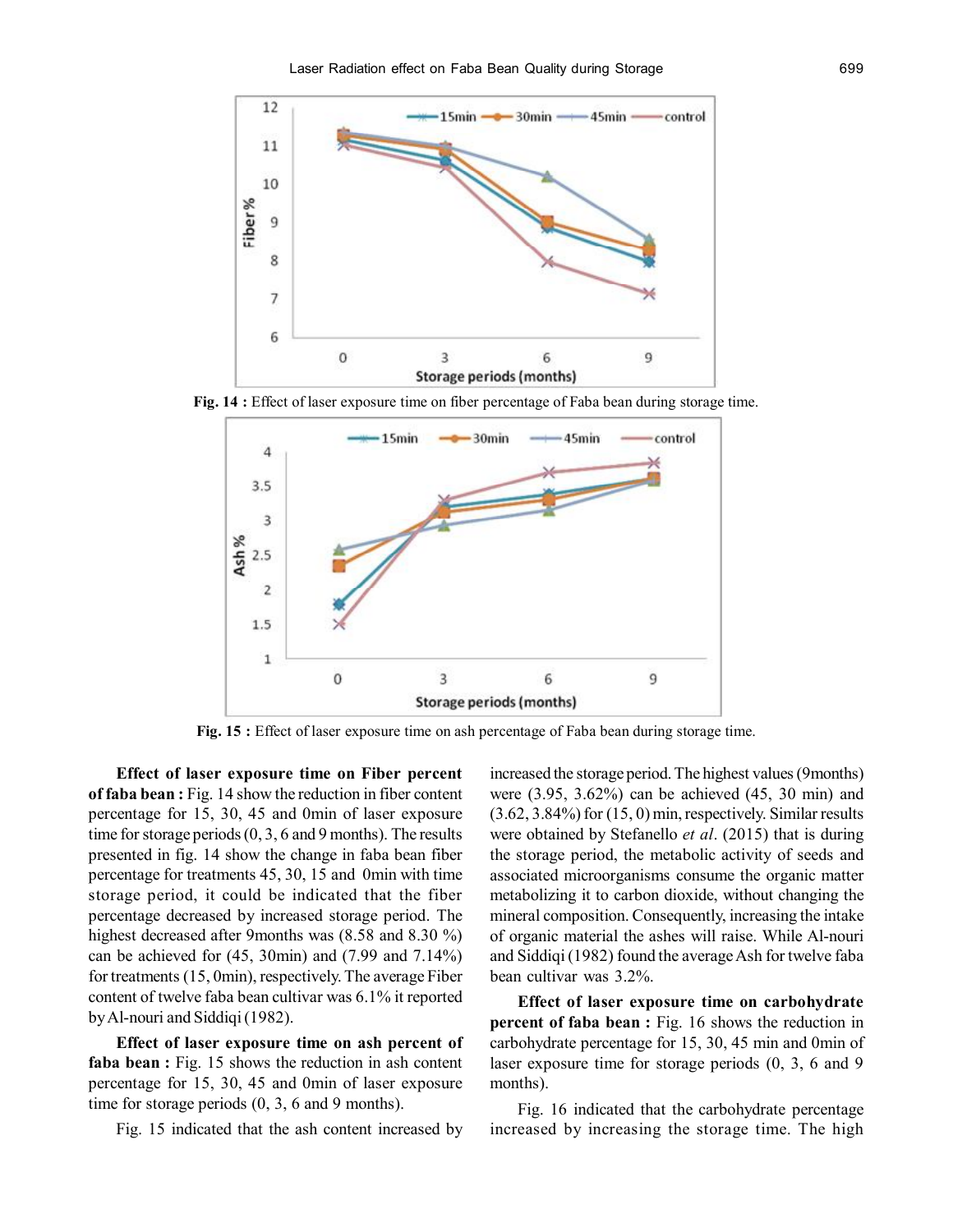**Fig. 14 :** Effect of laser exposure time on fiber percentage of Faba bean during storage time.

**Fig. 15 :** Effect of laser exposure time on ash percentage of Faba bean during storage time.

**Effect of laser exposure time on Fiber percent of faba bean :** Fig. 14 show the reduction in fiber content percentage for 15, 30, 45 and 0min of laser exposure time for storage periods (0, 3, 6 and 9 months). The results presented in fig. 14 show the change in faba bean fiber percentage for treatments 45, 30, 15 and 0min with time storage period, it could be indicated that the fiber percentage decreased by increased storage period. The highest decreased after 9months was (8.58 and 8.30 %) can be achieved for (45, 30min) and (7.99 and 7.14%) for treatments (15, 0min), respectively. The average Fiber content of twelve faba bean cultivar was 6.1% it reported by Al-nouri and Siddiqi (1982).

**Effect of laser exposure time on ash percent of faba bean :** Fig. 15 shows the reduction in ash content percentage for 15, 30, 45 and 0min of laser exposure time for storage periods (0, 3, 6 and 9 months).

Fig. 15 indicated that the ash content increased by increased the storage period. The highest values (9months) were (3.95, 3.62%) can be achieved (45, 30 min) and (3.62, 3.84%) for (15, 0) min, respectively. Similar results were obtained by Stefanello *et al*. (2015) that is during the storage period, the metabolic activity of seeds and associated microorganisms consume the organic matter metabolizing it to carbon dioxide, without changing the mineral composition. Consequently, increasing the intake of organic material the ashes will raise. While Al-nouri and Siddiqi (1982) found the average Ash for twelve faba bean cultivar was 3.2%.

**Effect of laser exposure time on carbohydrate percent of faba bean :** Fig. 16 shows the reduction in carbohydrate percentage for 15, 30, 45 min and 0min of laser exposure time for storage periods (0, 3, 6 and 9 months).

Fig. 16 indicated that the carbohydrate percentage increased by increasing the storage time. The high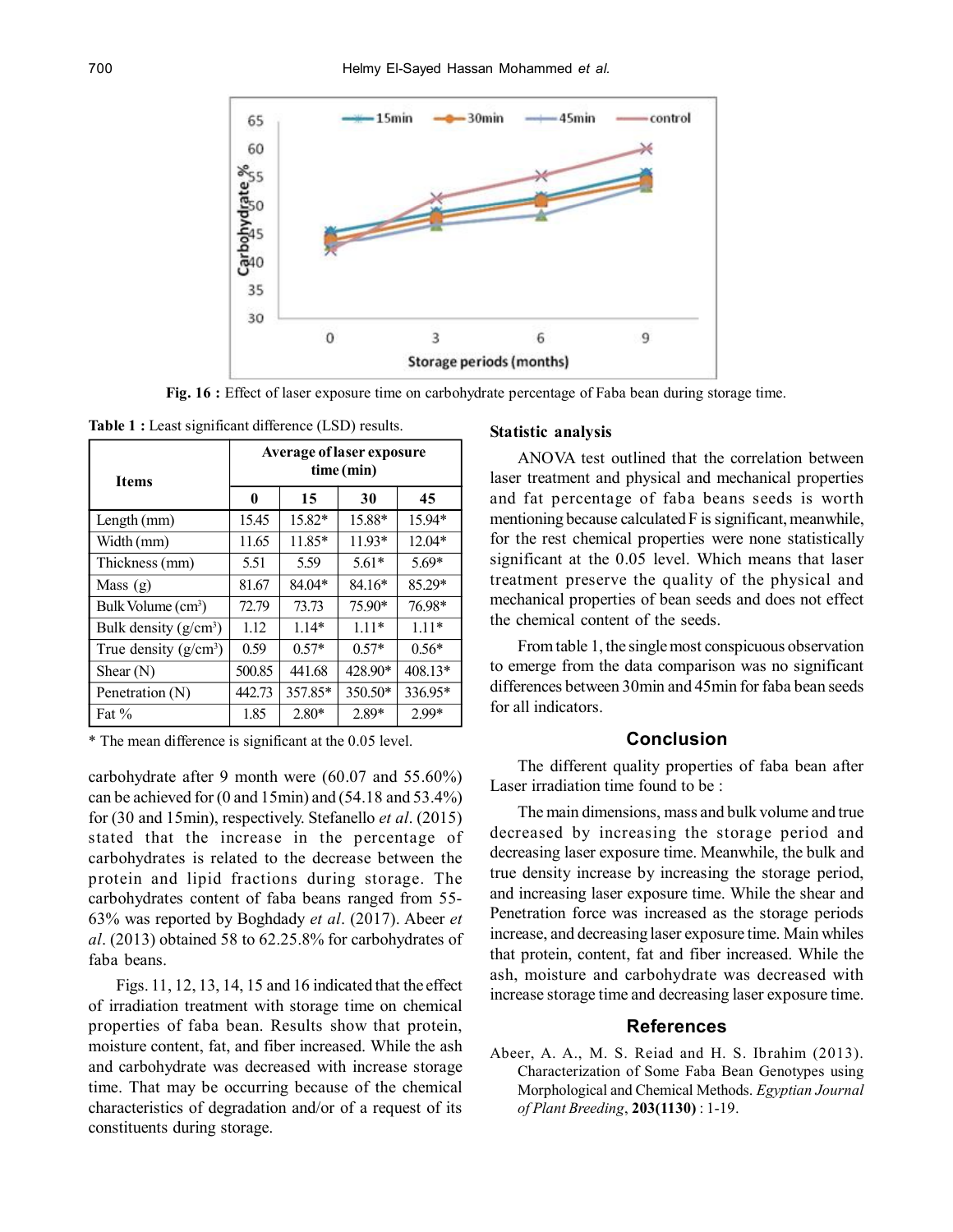**Fig. 16 :** Effect of laser exposure time on carbohydrate percentage of Faba bean during storage time.

**Table 1 :** Least significant difference (LSD) results.

| Items | Average of laser exposure time (min) | | | |
|---|---|---|---|---|
| | 0 | 15 | 30 | 45 |
| Length (mm) | 15.45 | 15.82* | 15.88* | 15.94* |
| Width (mm) | 11.65 | 11.85* | 11.93* | 12.04* |
| Thickness (mm) | 5.51 | 5.59 | 5.61* | 5.69* |
| Mass (g) | 81.67 | 84.04* | 84.16* | 85.29* |
| Bulk Volume ($cm^3$) | 72.79 | 73.73 | 75.90* | 76.98* |
| Bulk density ($g/cm^3$) | 1.12 | 1.14* | 1.11* | 1.11* |
| True density ($g/cm^3$) | 0.59 | 0.57* | 0.57* | 0.56* |
| Shear (N) | 500.85 | 441.68 | 428.90* | 408.13* |
| Penetration (N) | 442.73 | 357.85* | 350.50* | 336.95* |
| Fat % | 1.85 | 2.80* | 2.89* | 2.99* |

\* The mean difference is significant at the 0.05 level.

carbohydrate after 9 month were (60.07 and 55.60%) can be achieved for (0 and 15min) and (54.18 and 53.4%) for (30 and 15min), respectively. Stefanello *et al*. (2015) stated that the increase in the percentage of carbohydrates is related to the decrease between the protein and lipid fractions during storage. The carbohydrates content of faba beans ranged from 55-63% was reported by Boghdady *et al*. (2017). Abeer *et al*. (2013) obtained 58 to 62.25.8% for carbohydrates of faba beans.

Figs. 11, 12, 13, 14, 15 and 16 indicated that the effect of irradiation treatment with storage time on chemical properties of faba bean. Results show that protein, moisture content, fat, and fiber increased. While the ash and carbohydrate was decreased with increase storage time. That may be occurring because of the chemical characteristics of degradation and/or of a request of its constituents during storage.

### Statistic analysis

ANOVA test outlined that the correlation between laser treatment and physical and mechanical properties and fat percentage of faba beans seeds is worth mentioning because calculated F is significant, meanwhile, for the rest chemical properties were none statistically significant at the 0.05 level. Which means that laser treatment preserve the quality of the physical and mechanical properties of bean seeds and does not effect the chemical content of the seeds.

From table 1, the single most conspicuous observation to emerge from the data comparison was no significant differences between 30min and 45min for faba bean seeds for all indicators.

## Conclusion

The different quality properties of faba bean after Laser irradiation time found to be :

The main dimensions, mass and bulk volume and true decreased by increasing the storage period and decreasing laser exposure time. Meanwhile, the bulk and true density increase by increasing the storage period, and increasing laser exposure time. While the shear and Penetration force was increased as the storage periods increase, and decreasing laser exposure time. Main whiles that protein, content, fat and fiber increased. While the ash, moisture and carbohydrate was decreased with increase storage time and decreasing laser exposure time.

## References

Abeer, A. A., M. S. Reiad and H. S. Ibrahim (2013). Characterization of Some Faba Bean Genotypes using Morphological and Chemical Methods. *Egyptian Journal of Plant Breeding*, **203(1130)** : 1-19.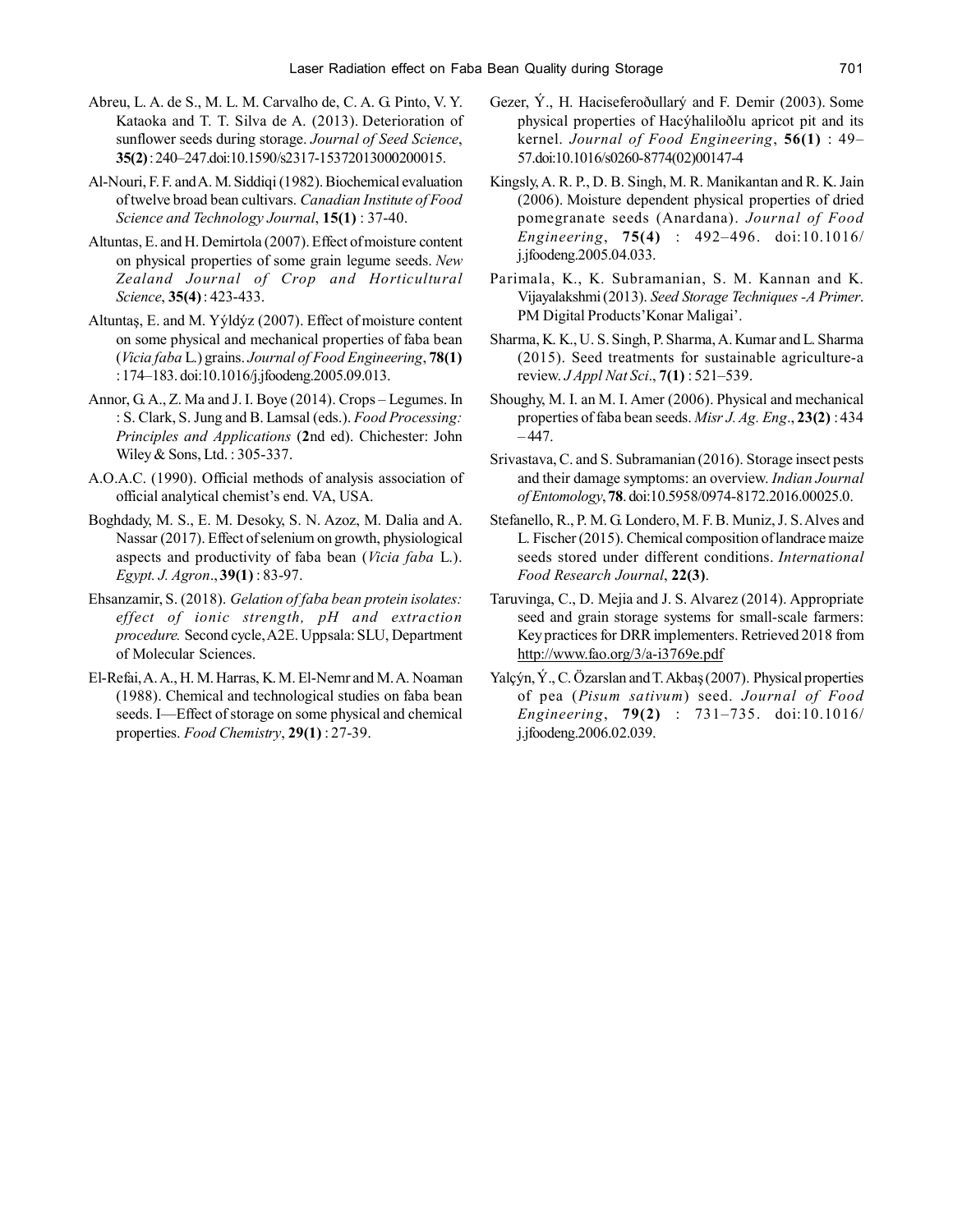Abreu, L. A. de S., M. L. M. Carvalho de, C. A. G. Pinto, V. Y. Kataoka and T. T. Silva de A. (2013). Deterioration of sunflower seeds during storage. *Journal of Seed Science*, **35(2)** : 240–247.doi:10.1590/s2317-15372013000200015.

Al-Nouri, F. F. and A. M. Siddiqi (1982). Biochemical evaluation of twelve broad bean cultivars. *Canadian Institute of Food Science and Technology Journal*, **15(1)** : 37-40.

Altuntas, E. and H. Demirtola (2007). Effect of moisture content on physical properties of some grain legume seeds. *New Zealand Journal of Crop and Horticultural Science*, **35(4)** : 423-433.

Altuntaş, E. and M. Yýldýz (2007). Effect of moisture content on some physical and mechanical properties of faba bean (*Vicia faba* L.) grains. *Journal of Food Engineering*, **78(1)** : 174–183. doi:10.1016/j.jfoodeng.2005.09.013.

Annor, G. A., Z. Ma and J. I. Boye (2014). Crops – Legumes. In : S. Clark, S. Jung and B. Lamsal (eds.). *Food Processing: Principles and Applications* (**2**nd ed). Chichester: John Wiley & Sons, Ltd. : 305-337.

A.O.A.C. (1990). Official methods of analysis association of official analytical chemist's end. VA, USA.

Boghdady, M. S., E. M. Desoky, S. N. Azoz, M. Dalia and A. Nassar (2017). Effect of selenium on growth, physiological aspects and productivity of faba bean (*Vicia faba* L.). *Egypt. J. Agron*., **39(1)** : 83-97.

Ehsanzamir, S. (2018). *Gelation of faba bean protein isolates: effect of ionic strength, pH and extraction procedure.* Second cycle, A2E. Uppsala: SLU, Department of Molecular Sciences.

El-Refai, A. A., H. M. Harras, K. M. El-Nemr and M. A. Noaman (1988). Chemical and technological studies on faba bean seeds. I—Effect of storage on some physical and chemical properties. *Food Chemistry*, **29(1)** : 27-39.

Gezer, Ý., H. Haciseferoðullarý and F. Demir (2003). Some physical properties of Hacýhaliloðlu apricot pit and its kernel. *Journal of Food Engineering*, **56(1)** : 49–57.doi:10.1016/s0260-8774(02)00147-4

Kingsly, A. R. P., D. B. Singh, M. R. Manikantan and R. K. Jain (2006). Moisture dependent physical properties of dried pomegranate seeds (Anardana). *Journal of Food Engineering*, **75(4)** : 492–496. doi:10.1016/j.jfoodeng.2005.04.033.

Parimala, K., K. Subramanian, S. M. Kannan and K. Vijayalakshmi (2013). *Seed Storage Techniques -A Primer*. PM Digital Products'Konar Maligai'.

Sharma, K. K., U. S. Singh, P. Sharma, A. Kumar and L. Sharma (2015). Seed treatments for sustainable agriculture-a review. *J Appl Nat Sci*., **7(1)** : 521–539.

Shoughy, M. I. an M. I. Amer (2006). Physical and mechanical properties of faba bean seeds. *Misr J. Ag. Eng*., **23(2)** : 434 – 447.

Srivastava, C. and S. Subramanian (2016). Storage insect pests and their damage symptoms: an overview. *Indian Journal of Entomology*, **78**. doi:10.5958/0974-8172.2016.00025.0.

Stefanello, R., P. M. G. Londero, M. F. B. Muniz, J. S. Alves and L. Fischer (2015). Chemical composition of landrace maize seeds stored under different conditions. *International Food Research Journal*, **22(3)**.

Taruvinga, C., D. Mejia and J. S. Alvarez (2014). Appropriate seed and grain storage systems for small-scale farmers: Key practices for DRR implementers. Retrieved 2018 from http://www.fao.org/3/a-i3769e.pdf

Yalçýn, Ý., C. Özarslan and T. Akbaş (2007). Physical properties of pea (*Pisum sativum*) seed. *Journal of Food Engineering*, **79(2)** : 731–735. doi:10.1016/j.jfoodeng.2006.02.039.